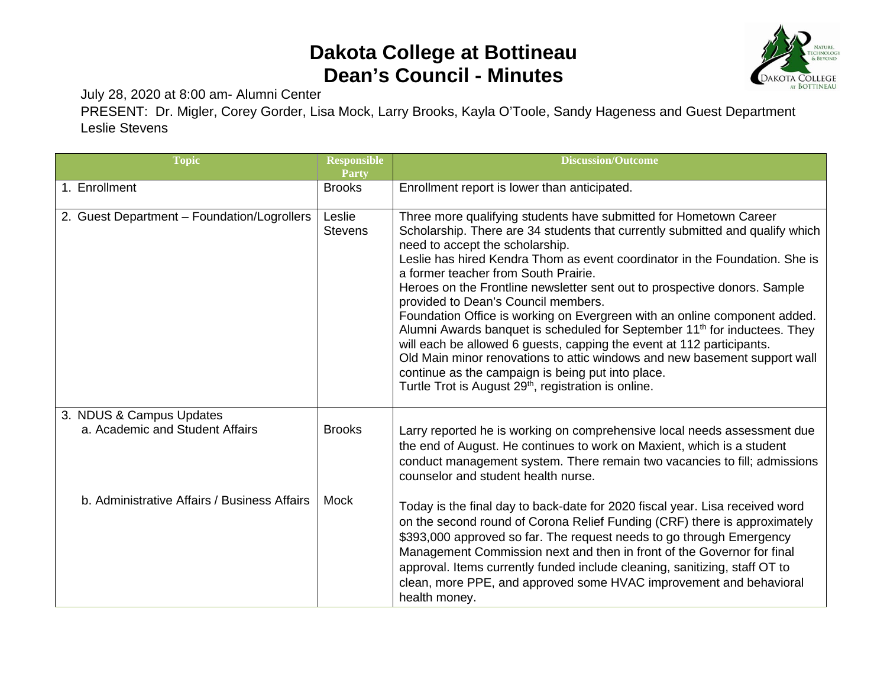# Dakota College at Bottineau
## Dean's Council - Minutes

July 28, 2020 at 8:00 am- Alumni Center

PRESENT: Dr. Migler, Corey Gorder, Lisa Mock, Larry Brooks, Kayla O'Toole, Sandy Hageness and Guest Department Leslie Stevens

| Topic | Responsible Party | Discussion/Outcome |
|---|---|---|
| 1. Enrollment | Brooks | Enrollment report is lower than anticipated. |
| 2. Guest Department – Foundation/Logrollers | Leslie Stevens | Three more qualifying students have submitted for Hometown Career Scholarship. There are 34 students that currently submitted and qualify which need to accept the scholarship.<br>Leslie has hired Kendra Thom as event coordinator in the Foundation. She is a former teacher from South Prairie.<br>Heroes on the Frontline newsletter sent out to prospective donors. Sample provided to Dean's Council members.<br>Foundation Office is working on Evergreen with an online component added.<br>Alumni Awards banquet is scheduled for September 11th for inductees. They will each be allowed 6 guests, capping the event at 112 participants.<br>Old Main minor renovations to attic windows and new basement support wall continue as the campaign is being put into place.<br>Turtle Trot is August 29th, registration is online. |
| 3. NDUS & Campus Updates<br>a. Academic and Student Affairs | Brooks | Larry reported he is working on comprehensive local needs assessment due the end of August. He continues to work on Maxient, which is a student conduct management system. There remain two vacancies to fill; admissions counselor and student health nurse. |
| b. Administrative Affairs / Business Affairs | Mock | Today is the final day to back-date for 2020 fiscal year. Lisa received word on the second round of Corona Relief Funding (CRF) there is approximately \$393,000 approved so far. The request needs to go through Emergency Management Commission next and then in front of the Governor for final approval. Items currently funded include cleaning, sanitizing, staff OT to clean, more PPE, and approved some HVAC improvement and behavioral health money. |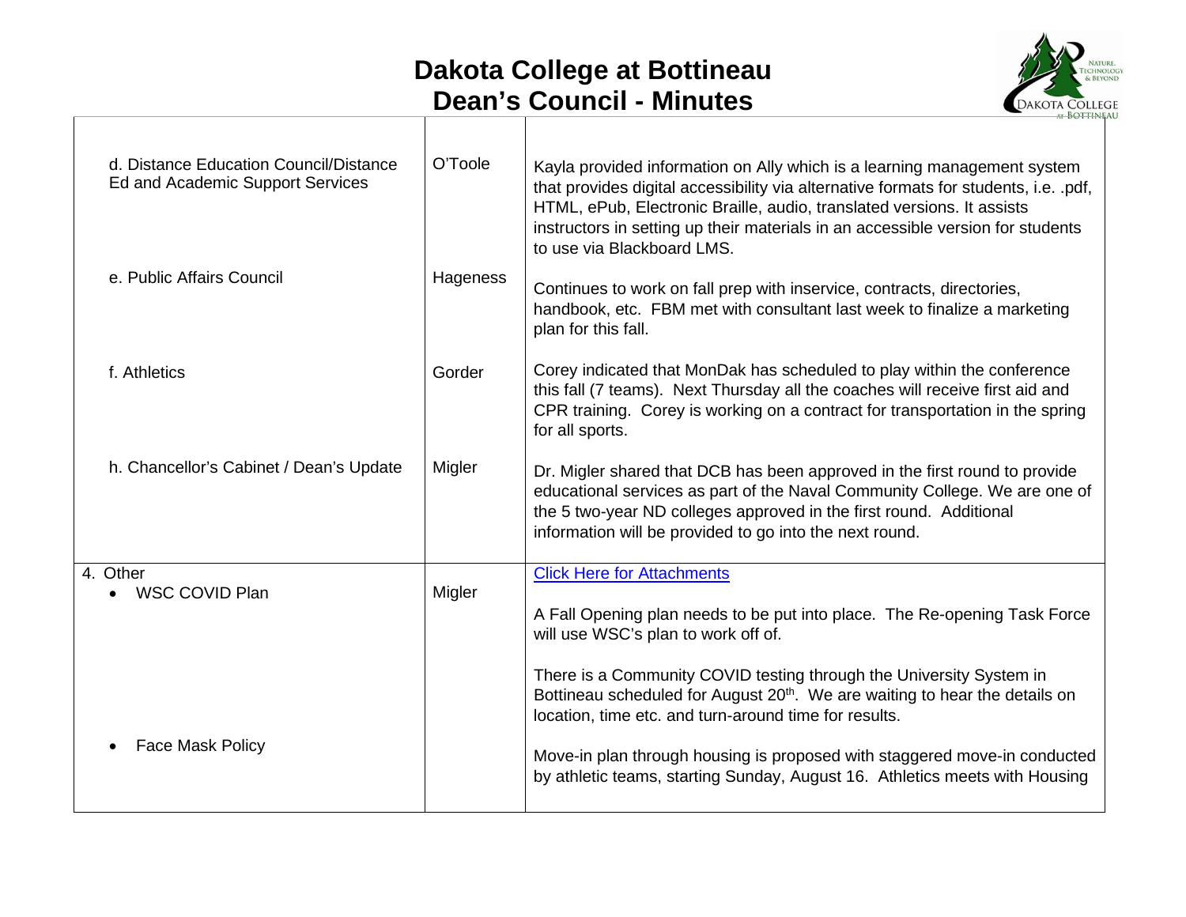# Dakota College at Bottineau
# Dean's Council - Minutes

| | | |
|---|---|---|
| d. Distance Education Council/Distance Ed and Academic Support Services | O'Toole | Kayla provided information on Ally which is a learning management system that provides digital accessibility via alternative formats for students, i.e. .pdf, HTML, ePub, Electronic Braille, audio, translated versions. It assists instructors in setting up their materials in an accessible version for students to use via Blackboard LMS. |
| e. Public Affairs Council | Hageness | Continues to work on fall prep with inservice, contracts, directories, handbook, etc. FBM met with consultant last week to finalize a marketing plan for this fall. |
| f. Athletics | Gorder | Corey indicated that MonDak has scheduled to play within the conference this fall (7 teams). Next Thursday all the coaches will receive first aid and CPR training. Corey is working on a contract for transportation in the spring for all sports. |
| h. Chancellor's Cabinet / Dean's Update | Migler | Dr. Migler shared that DCB has been approved in the first round to provide educational services as part of the Naval Community College. We are one of the 5 two-year ND colleges approved in the first round. Additional information will be provided to go into the next round. |
| 4. Other<br>• WSC COVID Plan<br><br><br><br><br><br>• Face Mask Policy | Migler | [Click Here for Attachments]<br><br>A Fall Opening plan needs to be put into place. The Re-opening Task Force will use WSC's plan to work off of.<br><br>There is a Community COVID testing through the University System in Bottineau scheduled for August 20th. We are waiting to hear the details on location, time etc. and turn-around time for results.<br><br>Move-in plan through housing is proposed with staggered move-in conducted by athletic teams, starting Sunday, August 16. Athletics meets with Housing |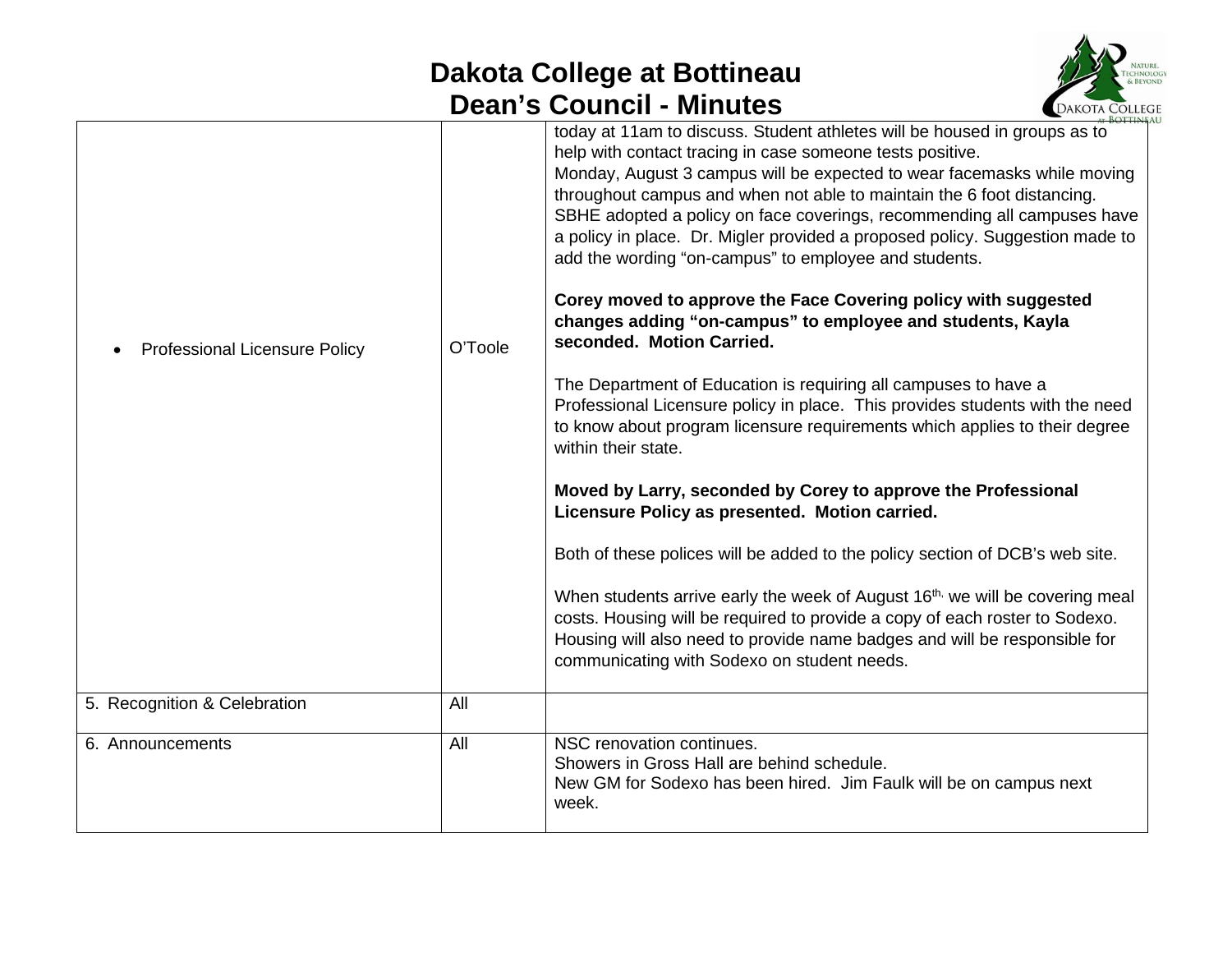# Dakota College at Bottineau
## Dean's Council - Minutes

| | | |
|---|---|---|
| • Professional Licensure Policy | O'Toole | today at 11am to discuss. Student athletes will be housed in groups as to help with contact tracing in case someone tests positive.<br>Monday, August 3 campus will be expected to wear facemasks while moving throughout campus and when not able to maintain the 6 foot distancing. SBHE adopted a policy on face coverings, recommending all campuses have a policy in place. Dr. Migler provided a proposed policy. Suggestion made to add the wording "on-campus" to employee and students.<br><br>**Corey moved to approve the Face Covering policy with suggested changes adding "on-campus" to employee and students, Kayla seconded. Motion Carried.**<br><br>The Department of Education is requiring all campuses to have a Professional Licensure policy in place. This provides students with the need to know about program licensure requirements which applies to their degree within their state.<br><br>**Moved by Larry, seconded by Corey to approve the Professional Licensure Policy as presented. Motion carried.**<br><br>Both of these polices will be added to the policy section of DCB's web site.<br><br>When students arrive early the week of August 16th, we will be covering meal costs. Housing will be required to provide a copy of each roster to Sodexo. Housing will also need to provide name badges and will be responsible for communicating with Sodexo on student needs. |
| 5. Recognition & Celebration | All | |
| 6. Announcements | All | NSC renovation continues.<br>Showers in Gross Hall are behind schedule.<br>New GM for Sodexo has been hired. Jim Faulk will be on campus next week. |